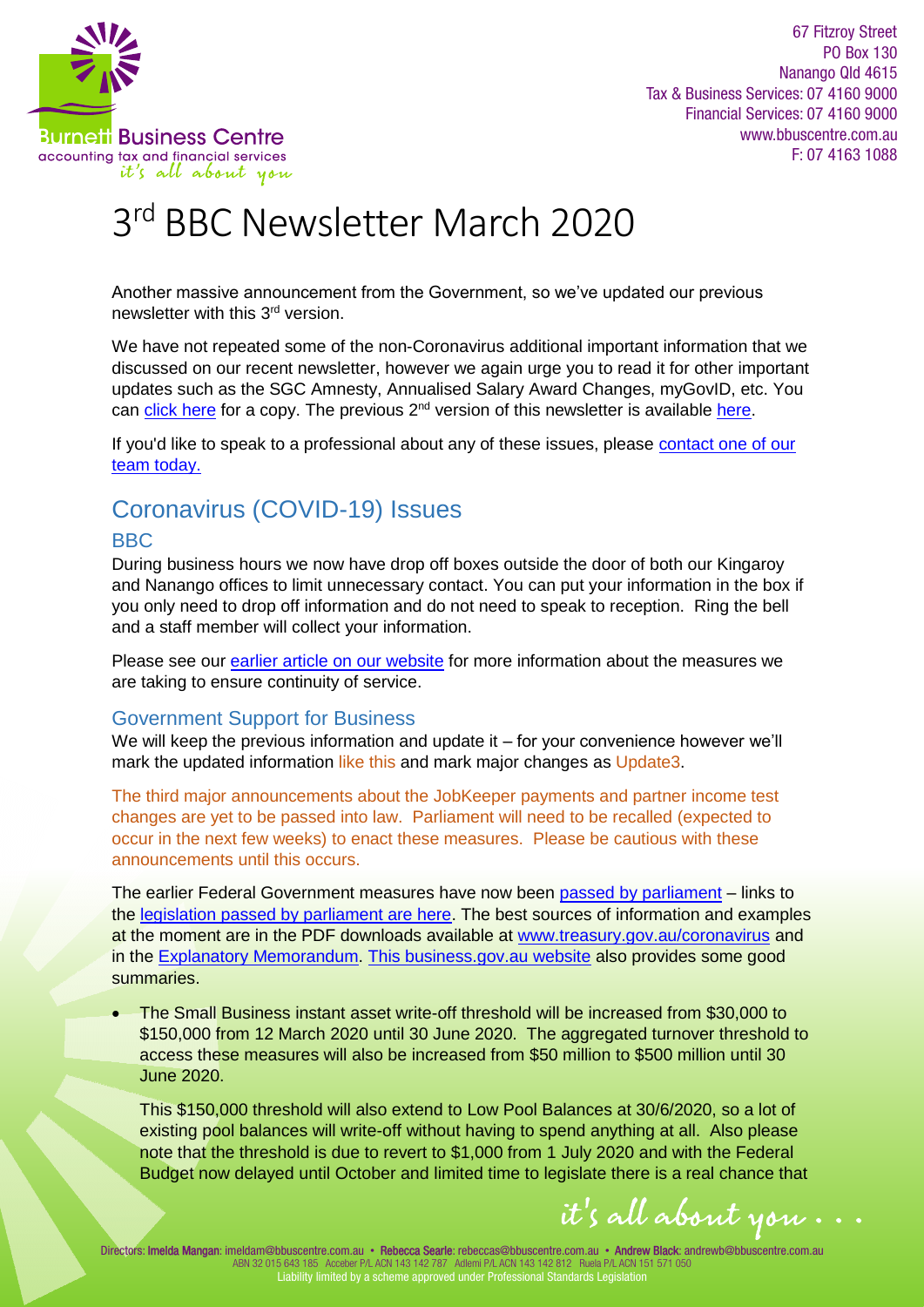67 Fitzroy Street
PO Box 130
Nanango Qld 4615
Tax & Business Services: 07 4160 9000
Financial Services: 07 4160 9000
www.bbuscentre.com.au
F: 07 4163 1088

# 3rd BBC Newsletter March 2020

Another massive announcement from the Government, so we've updated our previous newsletter with this 3rd version.

We have not repeated some of the non-Coronavirus additional important information that we discussed on our recent newsletter, however we again urge you to read it for other important updates such as the SGC Amnesty, Annualised Salary Award Changes, myGovID, etc. You can click here for a copy. The previous 2nd version of this newsletter is available here.

If you'd like to speak to a professional about any of these issues, please contact one of our team today.

## Coronavirus (COVID-19) Issues

### BBC

During business hours we now have drop off boxes outside the door of both our Kingaroy and Nanango offices to limit unnecessary contact. You can put your information in the box if you only need to drop off information and do not need to speak to reception. Ring the bell and a staff member will collect your information.

Please see our earlier article on our website for more information about the measures we are taking to ensure continuity of service.

### Government Support for Business

We will keep the previous information and update it – for your convenience however we'll mark the updated information like this and mark major changes as Update3.

The third major announcements about the JobKeeper payments and partner income test changes are yet to be passed into law. Parliament will need to be recalled (expected to occur in the next few weeks) to enact these measures. Please be cautious with these announcements until this occurs.

The earlier Federal Government measures have now been passed by parliament – links to the legislation passed by parliament are here. The best sources of information and examples at the moment are in the PDF downloads available at www.treasury.gov.au/coronavirus and in the Explanatory Memorandum. This business.gov.au website also provides some good summaries.

- The Small Business instant asset write-off threshold will be increased from $30,000 to $150,000 from 12 March 2020 until 30 June 2020. The aggregated turnover threshold to access these measures will also be increased from $50 million to $500 million until 30 June 2020.

  This $150,000 threshold will also extend to Low Pool Balances at 30/6/2020, so a lot of existing pool balances will write-off without having to spend anything at all. Also please note that the threshold is due to revert to $1,000 from 1 July 2020 and with the Federal Budget now delayed until October and limited time to legislate there is a real chance that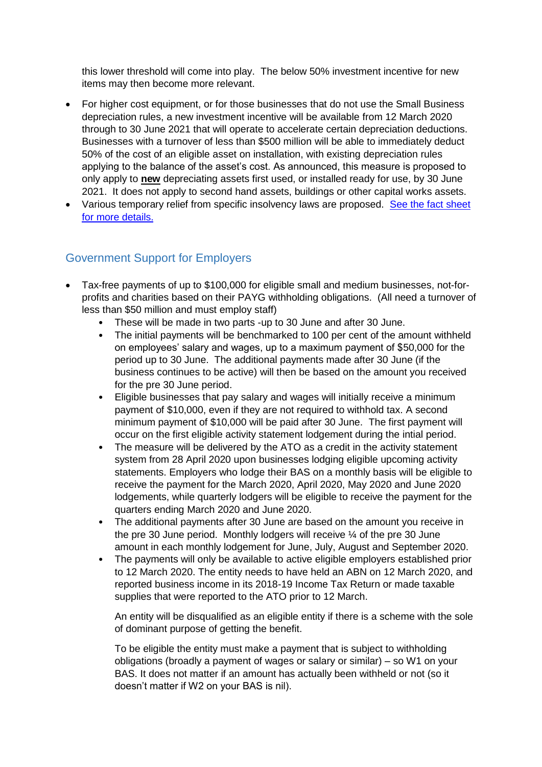this lower threshold will come into play. The below 50% investment incentive for new items may then become more relevant.

- For higher cost equipment, or for those businesses that do not use the Small Business depreciation rules, a new investment incentive will be available from 12 March 2020 through to 30 June 2021 that will operate to accelerate certain depreciation deductions. Businesses with a turnover of less than $500 million will be able to immediately deduct 50% of the cost of an eligible asset on installation, with existing depreciation rules applying to the balance of the asset's cost. As announced, this measure is proposed to only apply to **new** depreciating assets first used, or installed ready for use, by 30 June 2021. It does not apply to second hand assets, buildings or other capital works assets.
- Various temporary relief from specific insolvency laws are proposed. [See the fact sheet for more details.]()

## Government Support for Employers

- Tax-free payments of up to $100,000 for eligible small and medium businesses, not-for-profits and charities based on their PAYG withholding obligations. (All need a turnover of less than $50 million and must employ staff)
  - These will be made in two parts -up to 30 June and after 30 June.
  - The initial payments will be benchmarked to 100 per cent of the amount withheld on employees' salary and wages, up to a maximum payment of $50,000 for the period up to 30 June. The additional payments made after 30 June (if the business continues to be active) will then be based on the amount you received for the pre 30 June period.
  - Eligible businesses that pay salary and wages will initially receive a minimum payment of $10,000, even if they are not required to withhold tax. A second minimum payment of $10,000 will be paid after 30 June. The first payment will occur on the first eligible activity statement lodgement during the intial period.
  - The measure will be delivered by the ATO as a credit in the activity statement system from 28 April 2020 upon businesses lodging eligible upcoming activity statements. Employers who lodge their BAS on a monthly basis will be eligible to receive the payment for the March 2020, April 2020, May 2020 and June 2020 lodgements, while quarterly lodgers will be eligible to receive the payment for the quarters ending March 2020 and June 2020.
  - The additional payments after 30 June are based on the amount you receive in the pre 30 June period. Monthly lodgers will receive ¼ of the pre 30 June amount in each monthly lodgement for June, July, August and September 2020.
  - The payments will only be available to active eligible employers established prior to 12 March 2020. The entity needs to have held an ABN on 12 March 2020, and reported business income in its 2018-19 Income Tax Return or made taxable supplies that were reported to the ATO prior to 12 March.

    An entity will be disqualified as an eligible entity if there is a scheme with the sole of dominant purpose of getting the benefit.

    To be eligible the entity must make a payment that is subject to withholding obligations (broadly a payment of wages or salary or similar) – so W1 on your BAS. It does not matter if an amount has actually been withheld or not (so it doesn't matter if W2 on your BAS is nil).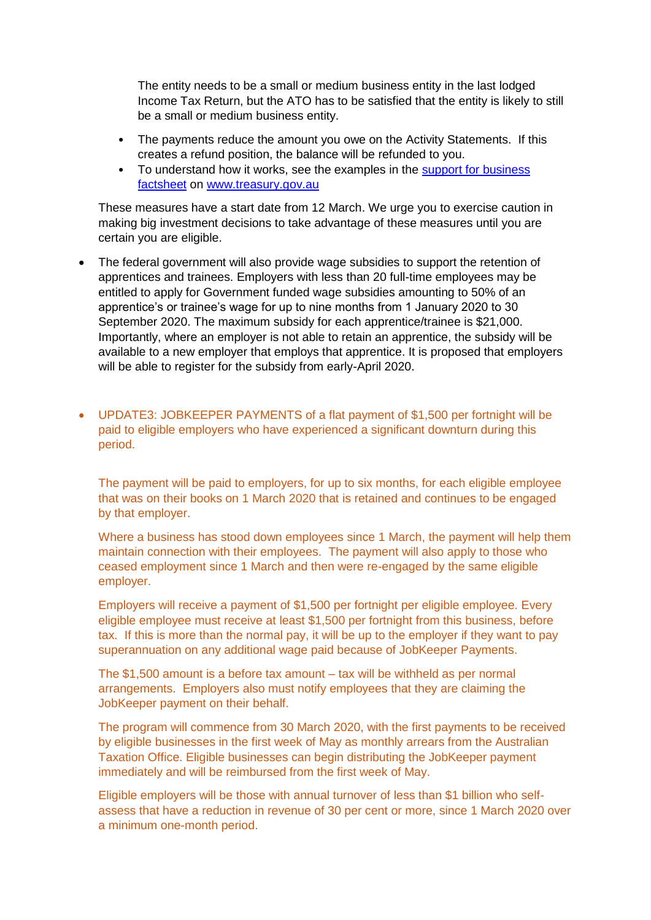The entity needs to be a small or medium business entity in the last lodged Income Tax Return, but the ATO has to be satisfied that the entity is likely to still be a small or medium business entity.

- The payments reduce the amount you owe on the Activity Statements. If this creates a refund position, the balance will be refunded to you.
- To understand how it works, see the examples in the [support for business factsheet](support for business factsheet) on [www.treasury.gov.au](www.treasury.gov.au)

These measures have a start date from 12 March. We urge you to exercise caution in making big investment decisions to take advantage of these measures until you are certain you are eligible.

- The federal government will also provide wage subsidies to support the retention of apprentices and trainees. Employers with less than 20 full-time employees may be entitled to apply for Government funded wage subsidies amounting to 50% of an apprentice's or trainee's wage for up to nine months from 1 January 2020 to 30 September 2020. The maximum subsidy for each apprentice/trainee is $21,000. Importantly, where an employer is not able to retain an apprentice, the subsidy will be available to a new employer that employs that apprentice. It is proposed that employers will be able to register for the subsidy from early-April 2020.

- UPDATE3: JOBKEEPER PAYMENTS of a flat payment of $1,500 per fortnight will be paid to eligible employers who have experienced a significant downturn during this period.

  The payment will be paid to employers, for up to six months, for each eligible employee that was on their books on 1 March 2020 that is retained and continues to be engaged by that employer.

  Where a business has stood down employees since 1 March, the payment will help them maintain connection with their employees. The payment will also apply to those who ceased employment since 1 March and then were re-engaged by the same eligible employer.

  Employers will receive a payment of $1,500 per fortnight per eligible employee. Every eligible employee must receive at least $1,500 per fortnight from this business, before tax. If this is more than the normal pay, it will be up to the employer if they want to pay superannuation on any additional wage paid because of JobKeeper Payments.

  The $1,500 amount is a before tax amount – tax will be withheld as per normal arrangements. Employers also must notify employees that they are claiming the JobKeeper payment on their behalf.

  The program will commence from 30 March 2020, with the first payments to be received by eligible businesses in the first week of May as monthly arrears from the Australian Taxation Office. Eligible businesses can begin distributing the JobKeeper payment immediately and will be reimbursed from the first week of May.

  Eligible employers will be those with annual turnover of less than $1 billion who self-assess that have a reduction in revenue of 30 per cent or more, since 1 March 2020 over a minimum one-month period.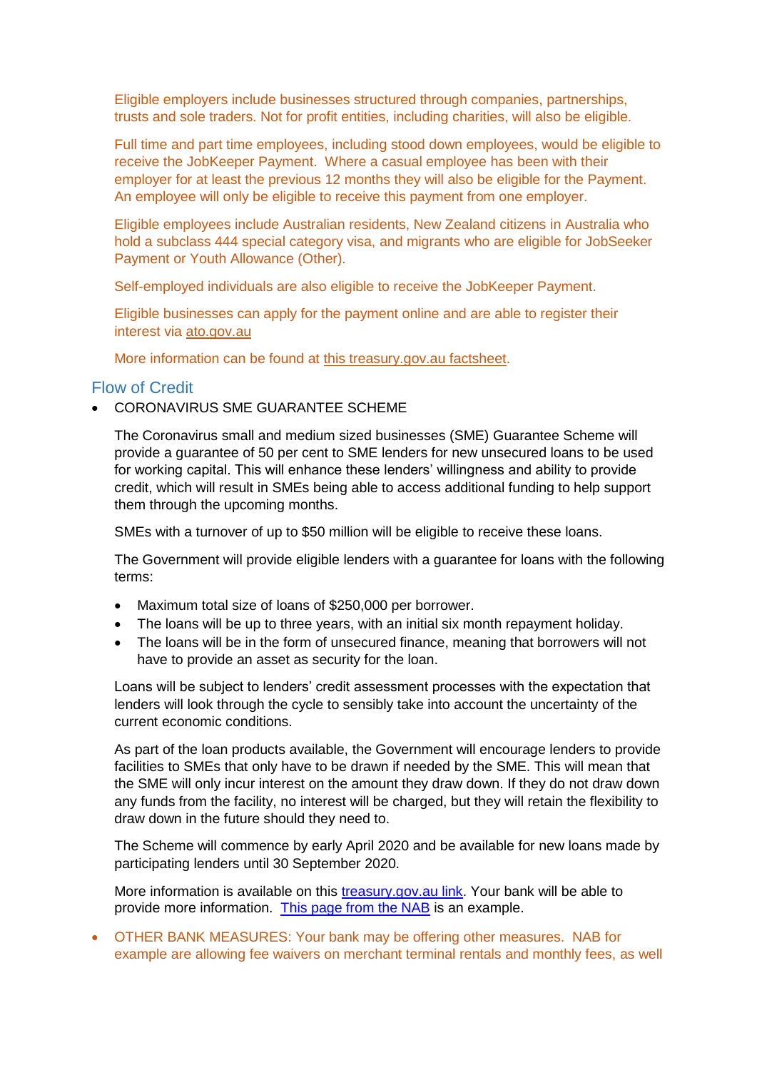Eligible employers include businesses structured through companies, partnerships, trusts and sole traders. Not for profit entities, including charities, will also be eligible.

Full time and part time employees, including stood down employees, would be eligible to receive the JobKeeper Payment. Where a casual employee has been with their employer for at least the previous 12 months they will also be eligible for the Payment. An employee will only be eligible to receive this payment from one employer.

Eligible employees include Australian residents, New Zealand citizens in Australia who hold a subclass 444 special category visa, and migrants who are eligible for JobSeeker Payment or Youth Allowance (Other).

Self-employed individuals are also eligible to receive the JobKeeper Payment.

Eligible businesses can apply for the payment online and are able to register their interest via ato.gov.au

More information can be found at this treasury.gov.au factsheet.

## Flow of Credit

- CORONAVIRUS SME GUARANTEE SCHEME

  The Coronavirus small and medium sized businesses (SME) Guarantee Scheme will provide a guarantee of 50 per cent to SME lenders for new unsecured loans to be used for working capital. This will enhance these lenders' willingness and ability to provide credit, which will result in SMEs being able to access additional funding to help support them through the upcoming months.

  SMEs with a turnover of up to $50 million will be eligible to receive these loans.

  The Government will provide eligible lenders with a guarantee for loans with the following terms:

  - Maximum total size of loans of $250,000 per borrower.
  - The loans will be up to three years, with an initial six month repayment holiday.
  - The loans will be in the form of unsecured finance, meaning that borrowers will not have to provide an asset as security for the loan.

  Loans will be subject to lenders' credit assessment processes with the expectation that lenders will look through the cycle to sensibly take into account the uncertainty of the current economic conditions.

  As part of the loan products available, the Government will encourage lenders to provide facilities to SMEs that only have to be drawn if needed by the SME. This will mean that the SME will only incur interest on the amount they draw down. If they do not draw down any funds from the facility, no interest will be charged, but they will retain the flexibility to draw down in the future should they need to.

  The Scheme will commence by early April 2020 and be available for new loans made by participating lenders until 30 September 2020.

  More information is available on this treasury.gov.au link. Your bank will be able to provide more information. This page from the NAB is an example.

- OTHER BANK MEASURES: Your bank may be offering other measures. NAB for example are allowing fee waivers on merchant terminal rentals and monthly fees, as well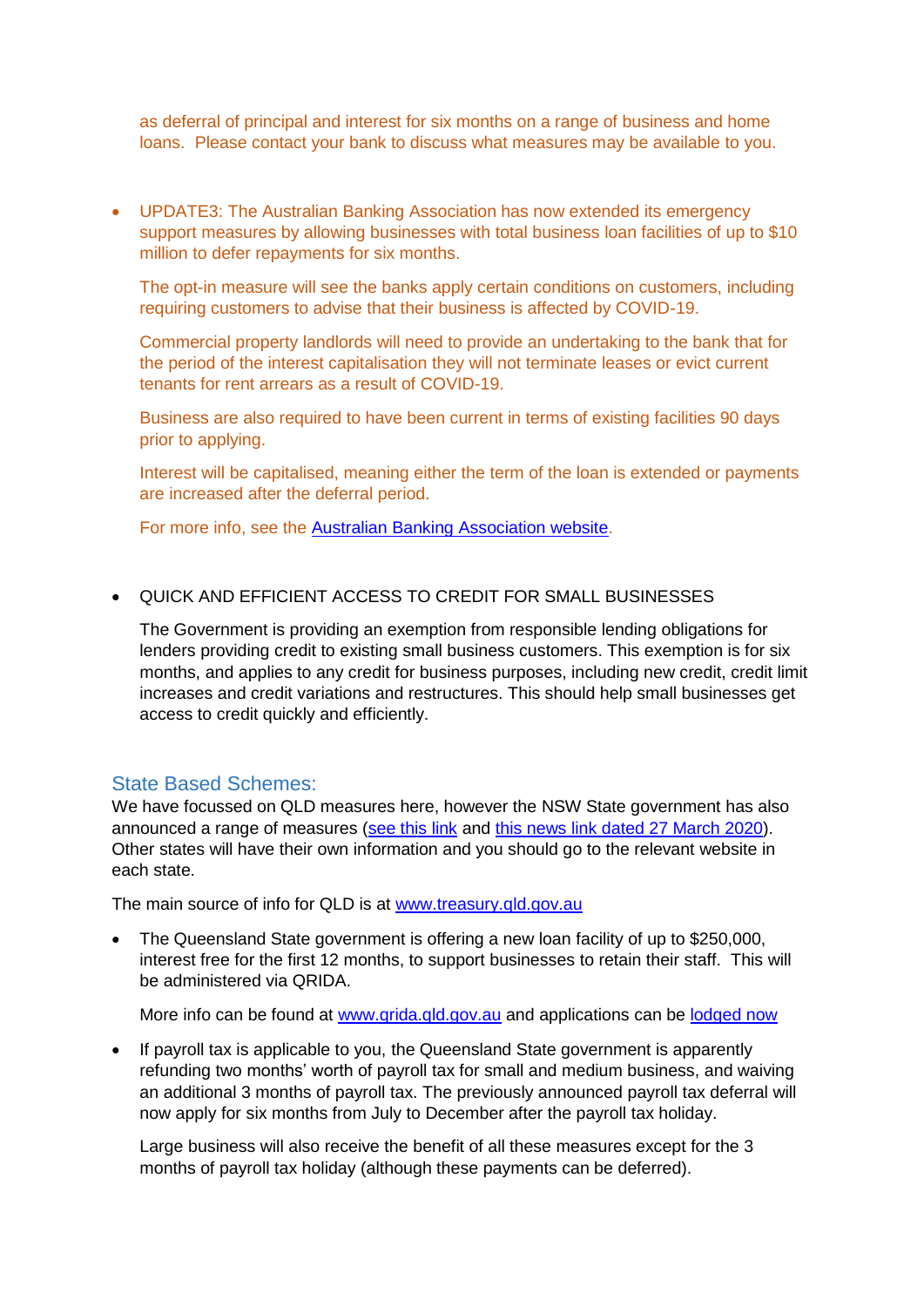as deferral of principal and interest for six months on a range of business and home loans. Please contact your bank to discuss what measures may be available to you.

- UPDATE3: The Australian Banking Association has now extended its emergency support measures by allowing businesses with total business loan facilities of up to $10 million to defer repayments for six months.

  The opt-in measure will see the banks apply certain conditions on customers, including requiring customers to advise that their business is affected by COVID-19.

  Commercial property landlords will need to provide an undertaking to the bank that for the period of the interest capitalisation they will not terminate leases or evict current tenants for rent arrears as a result of COVID-19.

  Business are also required to have been current in terms of existing facilities 90 days prior to applying.

  Interest will be capitalised, meaning either the term of the loan is extended or payments are increased after the deferral period.

  For more info, see the [Australian Banking Association website](#).

- QUICK AND EFFICIENT ACCESS TO CREDIT FOR SMALL BUSINESSES

  The Government is providing an exemption from responsible lending obligations for lenders providing credit to existing small business customers. This exemption is for six months, and applies to any credit for business purposes, including new credit, credit limit increases and credit variations and restructures. This should help small businesses get access to credit quickly and efficiently.

## State Based Schemes:

We have focussed on QLD measures here, however the NSW State government has also announced a range of measures ([see this link](#) and [this news link dated 27 March 2020](#)). Other states will have their own information and you should go to the relevant website in each state.

The main source of info for QLD is at [www.treasury.qld.gov.au](http://www.treasury.qld.gov.au)

- The Queensland State government is offering a new loan facility of up to $250,000, interest free for the first 12 months, to support businesses to retain their staff. This will be administered via QRIDA.

  More info can be found at [www.qrida.qld.gov.au](http://www.qrida.qld.gov.au) and applications can be [lodged now](#)

- If payroll tax is applicable to you, the Queensland State government is apparently refunding two months' worth of payroll tax for small and medium business, and waiving an additional 3 months of payroll tax. The previously announced payroll tax deferral will now apply for six months from July to December after the payroll tax holiday.

  Large business will also receive the benefit of all these measures except for the 3 months of payroll tax holiday (although these payments can be deferred).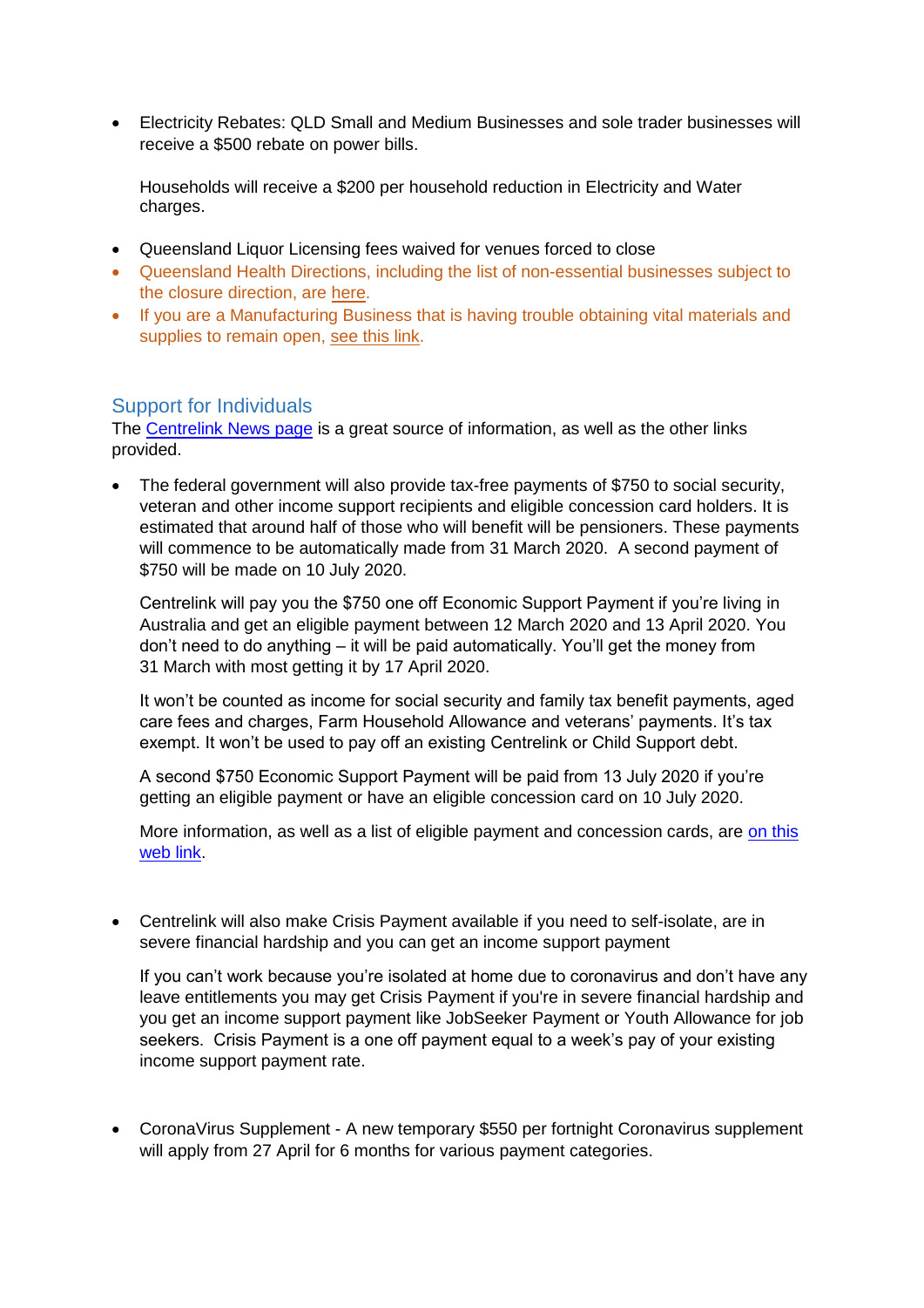- Electricity Rebates: QLD Small and Medium Businesses and sole trader businesses will receive a $500 rebate on power bills.

  Households will receive a $200 per household reduction in Electricity and Water charges.

- Queensland Liquor Licensing fees waived for venues forced to close
- Queensland Health Directions, including the list of non-essential businesses subject to the closure direction, are here.
- If you are a Manufacturing Business that is having trouble obtaining vital materials and supplies to remain open, see this link.

## Support for Individuals

The Centrelink News page is a great source of information, as well as the other links provided.

- The federal government will also provide tax-free payments of $750 to social security, veteran and other income support recipients and eligible concession card holders. It is estimated that around half of those who will benefit will be pensioners. These payments will commence to be automatically made from 31 March 2020. A second payment of $750 will be made on 10 July 2020.

  Centrelink will pay you the $750 one off Economic Support Payment if you're living in Australia and get an eligible payment between 12 March 2020 and 13 April 2020. You don't need to do anything – it will be paid automatically. You'll get the money from 31 March with most getting it by 17 April 2020.

  It won't be counted as income for social security and family tax benefit payments, aged care fees and charges, Farm Household Allowance and veterans' payments. It's tax exempt. It won't be used to pay off an existing Centrelink or Child Support debt.

  A second $750 Economic Support Payment will be paid from 13 July 2020 if you're getting an eligible payment or have an eligible concession card on 10 July 2020.

  More information, as well as a list of eligible payment and concession cards, are on this web link.

- Centrelink will also make Crisis Payment available if you need to self-isolate, are in severe financial hardship and you can get an income support payment

  If you can't work because you're isolated at home due to coronavirus and don't have any leave entitlements you may get Crisis Payment if you're in severe financial hardship and you get an income support payment like JobSeeker Payment or Youth Allowance for job seekers. Crisis Payment is a one off payment equal to a week's pay of your existing income support payment rate.

- CoronaVirus Supplement - A new temporary $550 per fortnight Coronavirus supplement will apply from 27 April for 6 months for various payment categories.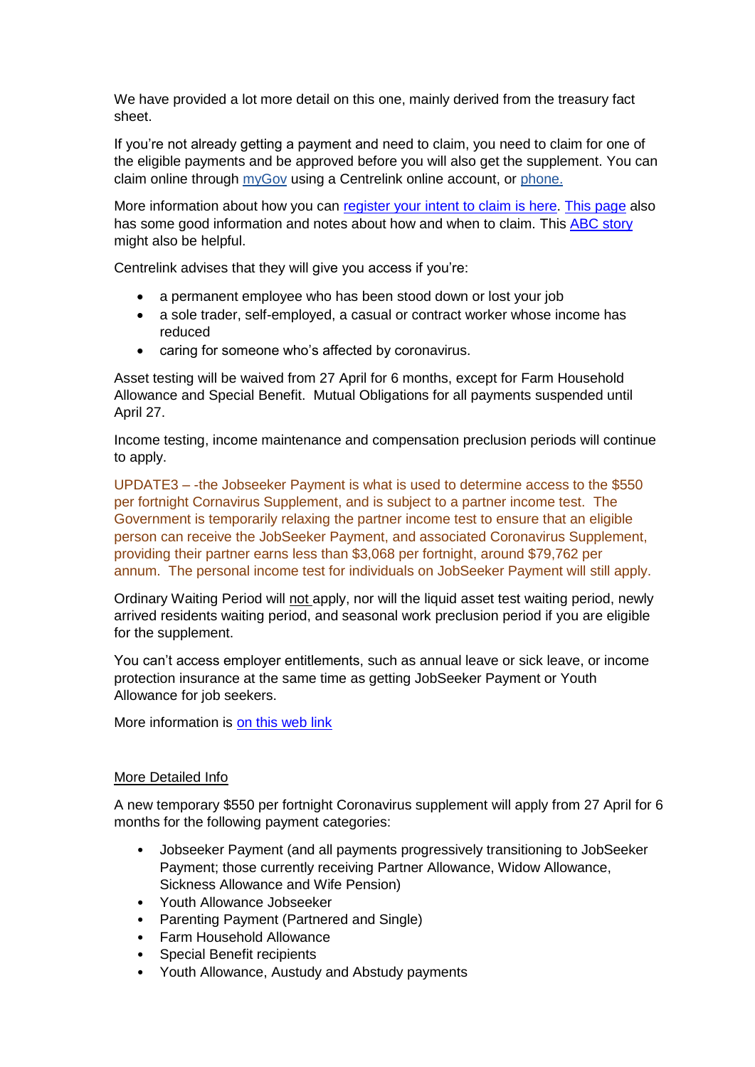We have provided a lot more detail on this one, mainly derived from the treasury fact sheet.

If you're not already getting a payment and need to claim, you need to claim for one of the eligible payments and be approved before you will also get the supplement. You can claim online through myGov using a Centrelink online account, or phone.

More information about how you can register your intent to claim is here. This page also has some good information and notes about how and when to claim. This ABC story might also be helpful.

Centrelink advises that they will give you access if you're:

- a permanent employee who has been stood down or lost your job
- a sole trader, self-employed, a casual or contract worker whose income has reduced
- caring for someone who's affected by coronavirus.

Asset testing will be waived from 27 April for 6 months, except for Farm Household Allowance and Special Benefit. Mutual Obligations for all payments suspended until April 27.

Income testing, income maintenance and compensation preclusion periods will continue to apply.

UPDATE3 – -the Jobseeker Payment is what is used to determine access to the $550 per fortnight Cornavirus Supplement, and is subject to a partner income test. The Government is temporarily relaxing the partner income test to ensure that an eligible person can receive the JobSeeker Payment, and associated Coronavirus Supplement, providing their partner earns less than $3,068 per fortnight, around $79,762 per annum. The personal income test for individuals on JobSeeker Payment will still apply.

Ordinary Waiting Period will not apply, nor will the liquid asset test waiting period, newly arrived residents waiting period, and seasonal work preclusion period if you are eligible for the supplement.

You can't access employer entitlements, such as annual leave or sick leave, or income protection insurance at the same time as getting JobSeeker Payment or Youth Allowance for job seekers.

More information is on this web link

## More Detailed Info

A new temporary $550 per fortnight Coronavirus supplement will apply from 27 April for 6 months for the following payment categories:

- Jobseeker Payment (and all payments progressively transitioning to JobSeeker Payment; those currently receiving Partner Allowance, Widow Allowance, Sickness Allowance and Wife Pension)
- Youth Allowance Jobseeker
- Parenting Payment (Partnered and Single)
- Farm Household Allowance
- Special Benefit recipients
- Youth Allowance, Austudy and Abstudy payments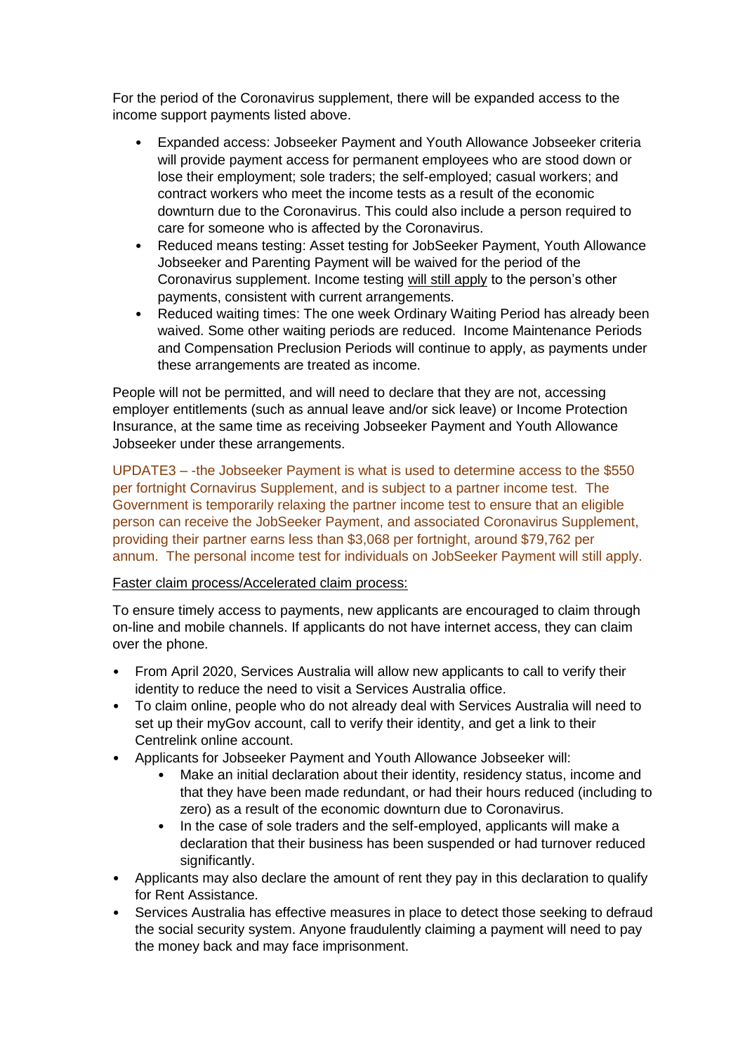For the period of the Coronavirus supplement, there will be expanded access to the income support payments listed above.

- Expanded access: Jobseeker Payment and Youth Allowance Jobseeker criteria will provide payment access for permanent employees who are stood down or lose their employment; sole traders; the self-employed; casual workers; and contract workers who meet the income tests as a result of the economic downturn due to the Coronavirus. This could also include a person required to care for someone who is affected by the Coronavirus.
- Reduced means testing: Asset testing for JobSeeker Payment, Youth Allowance Jobseeker and Parenting Payment will be waived for the period of the Coronavirus supplement. Income testing <u>will still apply</u> to the person's other payments, consistent with current arrangements.
- Reduced waiting times: The one week Ordinary Waiting Period has already been waived. Some other waiting periods are reduced. Income Maintenance Periods and Compensation Preclusion Periods will continue to apply, as payments under these arrangements are treated as income.

People will not be permitted, and will need to declare that they are not, accessing employer entitlements (such as annual leave and/or sick leave) or Income Protection Insurance, at the same time as receiving Jobseeker Payment and Youth Allowance Jobseeker under these arrangements.

UPDATE3 – -the Jobseeker Payment is what is used to determine access to the $550 per fortnight Cornavirus Supplement, and is subject to a partner income test. The Government is temporarily relaxing the partner income test to ensure that an eligible person can receive the JobSeeker Payment, and associated Coronavirus Supplement, providing their partner earns less than $3,068 per fortnight, around $79,762 per annum. The personal income test for individuals on JobSeeker Payment will still apply.

<u>Faster claim process/Accelerated claim process:</u>

To ensure timely access to payments, new applicants are encouraged to claim through on-line and mobile channels. If applicants do not have internet access, they can claim over the phone.

- From April 2020, Services Australia will allow new applicants to call to verify their identity to reduce the need to visit a Services Australia office.
- To claim online, people who do not already deal with Services Australia will need to set up their myGov account, call to verify their identity, and get a link to their Centrelink online account.
- Applicants for Jobseeker Payment and Youth Allowance Jobseeker will:
  - Make an initial declaration about their identity, residency status, income and that they have been made redundant, or had their hours reduced (including to zero) as a result of the economic downturn due to Coronavirus.
  - In the case of sole traders and the self-employed, applicants will make a declaration that their business has been suspended or had turnover reduced significantly.
- Applicants may also declare the amount of rent they pay in this declaration to qualify for Rent Assistance.
- Services Australia has effective measures in place to detect those seeking to defraud the social security system. Anyone fraudulently claiming a payment will need to pay the money back and may face imprisonment.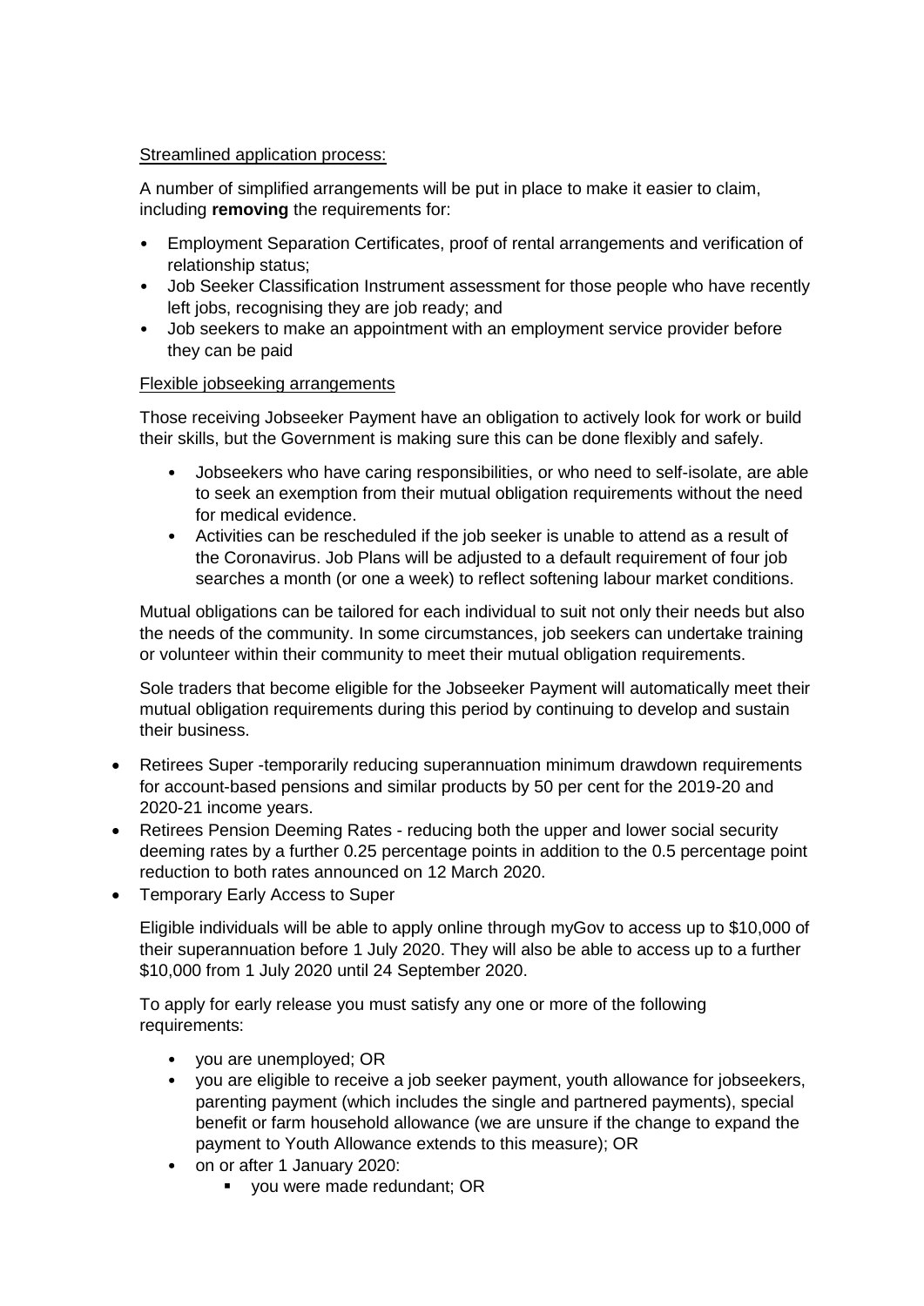Streamlined application process:

A number of simplified arrangements will be put in place to make it easier to claim, including **removing** the requirements for:

- Employment Separation Certificates, proof of rental arrangements and verification of relationship status;
- Job Seeker Classification Instrument assessment for those people who have recently left jobs, recognising they are job ready; and
- Job seekers to make an appointment with an employment service provider before they can be paid

Flexible jobseeking arrangements

Those receiving Jobseeker Payment have an obligation to actively look for work or build their skills, but the Government is making sure this can be done flexibly and safely.

- Jobseekers who have caring responsibilities, or who need to self-isolate, are able to seek an exemption from their mutual obligation requirements without the need for medical evidence.
- Activities can be rescheduled if the job seeker is unable to attend as a result of the Coronavirus. Job Plans will be adjusted to a default requirement of four job searches a month (or one a week) to reflect softening labour market conditions.

Mutual obligations can be tailored for each individual to suit not only their needs but also the needs of the community. In some circumstances, job seekers can undertake training or volunteer within their community to meet their mutual obligation requirements.

Sole traders that become eligible for the Jobseeker Payment will automatically meet their mutual obligation requirements during this period by continuing to develop and sustain their business.

- Retirees Super -temporarily reducing superannuation minimum drawdown requirements for account-based pensions and similar products by 50 per cent for the 2019-20 and 2020-21 income years.
- Retirees Pension Deeming Rates - reducing both the upper and lower social security deeming rates by a further 0.25 percentage points in addition to the 0.5 percentage point reduction to both rates announced on 12 March 2020.
- Temporary Early Access to Super

  Eligible individuals will be able to apply online through myGov to access up to $10,000 of their superannuation before 1 July 2020. They will also be able to access up to a further $10,000 from 1 July 2020 until 24 September 2020.

  To apply for early release you must satisfy any one or more of the following requirements:

  - you are unemployed; OR
  - you are eligible to receive a job seeker payment, youth allowance for jobseekers, parenting payment (which includes the single and partnered payments), special benefit or farm household allowance (we are unsure if the change to expand the payment to Youth Allowance extends to this measure); OR
  - on or after 1 January 2020:
    - you were made redundant; OR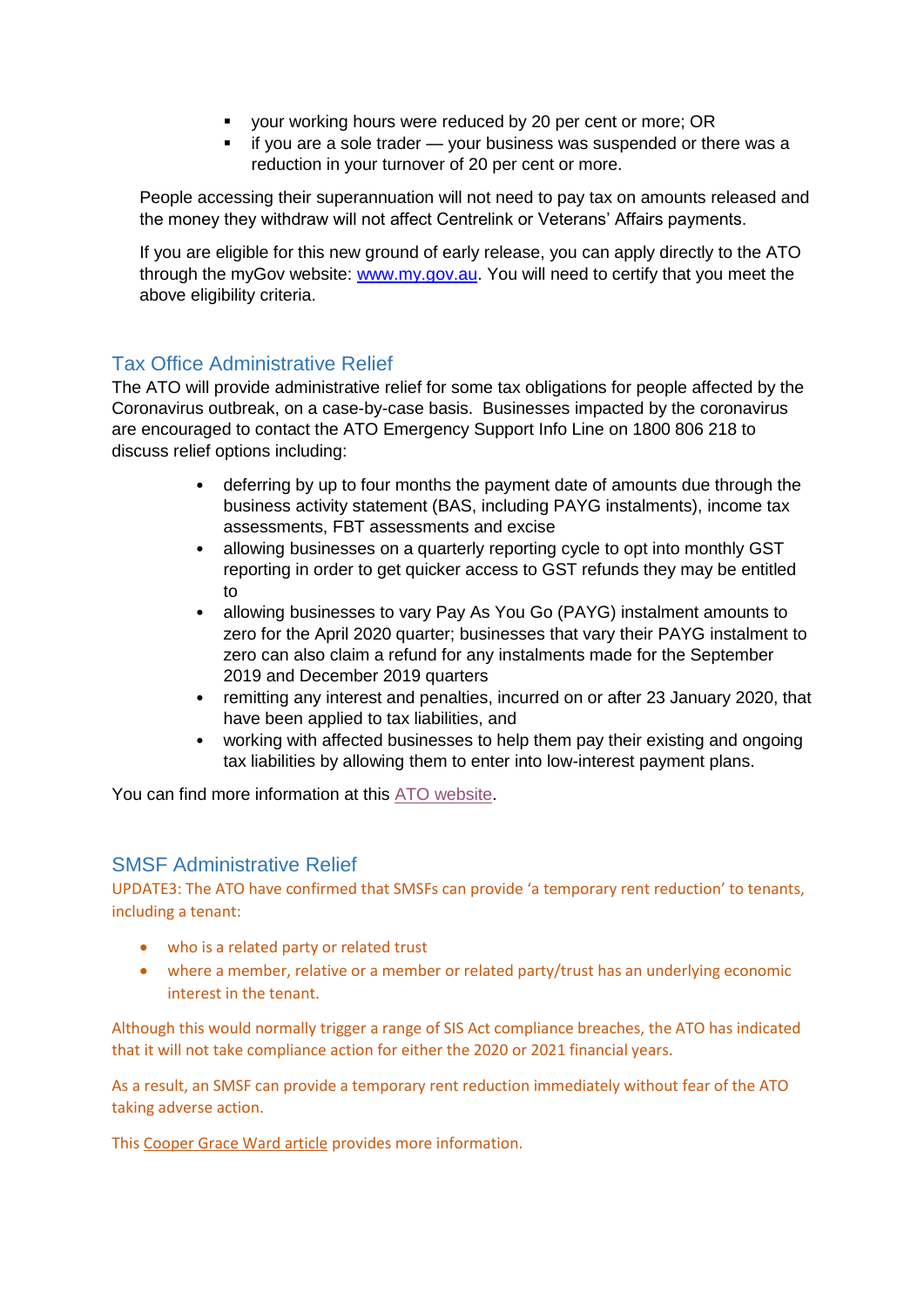- your working hours were reduced by 20 per cent or more; OR
- if you are a sole trader — your business was suspended or there was a reduction in your turnover of 20 per cent or more.

People accessing their superannuation will not need to pay tax on amounts released and the money they withdraw will not affect Centrelink or Veterans' Affairs payments.

If you are eligible for this new ground of early release, you can apply directly to the ATO through the myGov website: www.my.gov.au. You will need to certify that you meet the above eligibility criteria.

## Tax Office Administrative Relief

The ATO will provide administrative relief for some tax obligations for people affected by the Coronavirus outbreak, on a case-by-case basis. Businesses impacted by the coronavirus are encouraged to contact the ATO Emergency Support Info Line on 1800 806 218 to discuss relief options including:

- deferring by up to four months the payment date of amounts due through the business activity statement (BAS, including PAYG instalments), income tax assessments, FBT assessments and excise
- allowing businesses on a quarterly reporting cycle to opt into monthly GST reporting in order to get quicker access to GST refunds they may be entitled to
- allowing businesses to vary Pay As You Go (PAYG) instalment amounts to zero for the April 2020 quarter; businesses that vary their PAYG instalment to zero can also claim a refund for any instalments made for the September 2019 and December 2019 quarters
- remitting any interest and penalties, incurred on or after 23 January 2020, that have been applied to tax liabilities, and
- working with affected businesses to help them pay their existing and ongoing tax liabilities by allowing them to enter into low-interest payment plans.

You can find more information at this ATO website.

## SMSF Administrative Relief

UPDATE3: The ATO have confirmed that SMSFs can provide 'a temporary rent reduction' to tenants, including a tenant:

- who is a related party or related trust
- where a member, relative or a member or related party/trust has an underlying economic interest in the tenant.

Although this would normally trigger a range of SIS Act compliance breaches, the ATO has indicated that it will not take compliance action for either the 2020 or 2021 financial years.

As a result, an SMSF can provide a temporary rent reduction immediately without fear of the ATO taking adverse action.

This Cooper Grace Ward article provides more information.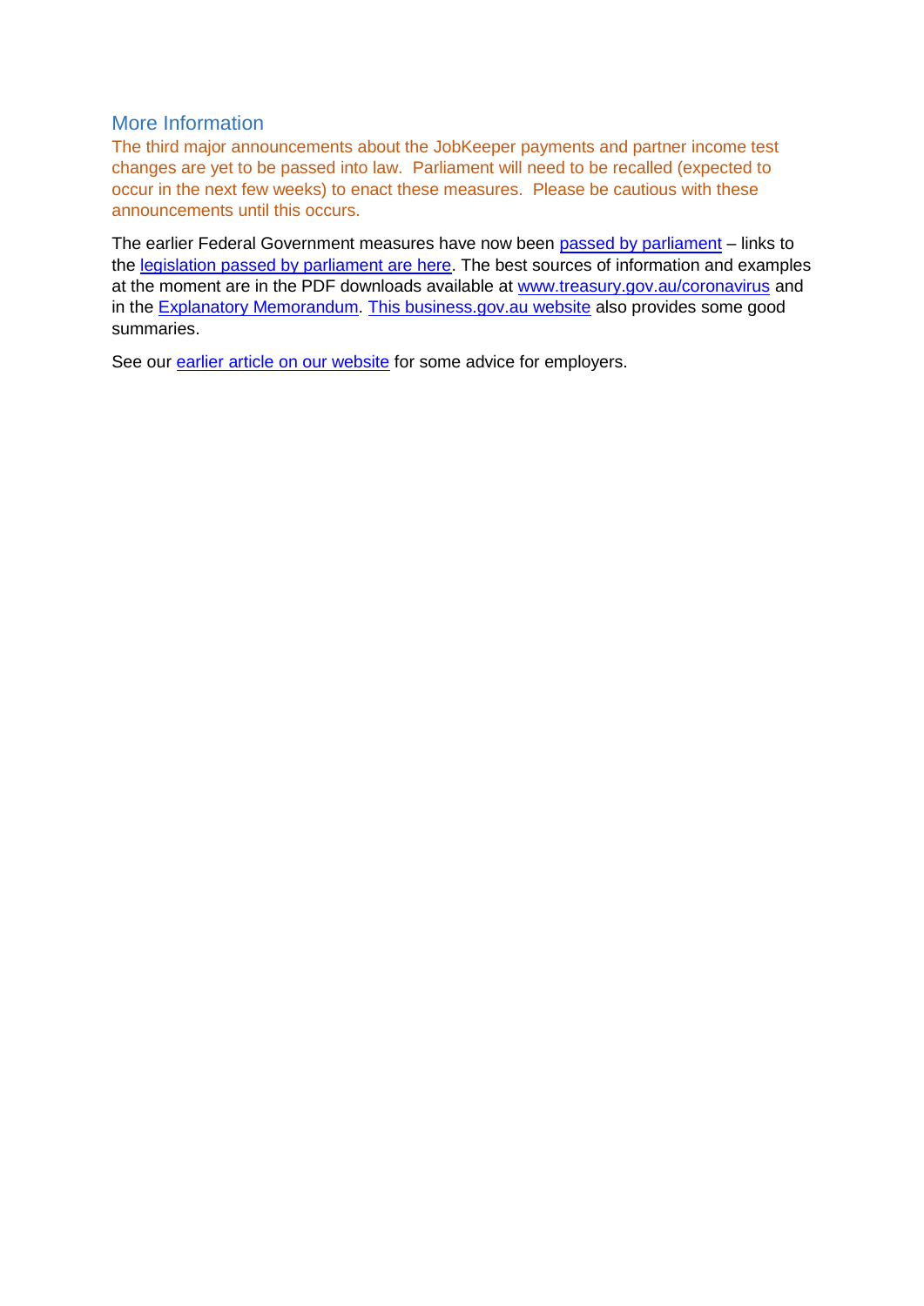## More Information

The third major announcements about the JobKeeper payments and partner income test changes are yet to be passed into law. Parliament will need to be recalled (expected to occur in the next few weeks) to enact these measures. Please be cautious with these announcements until this occurs.

The earlier Federal Government measures have now been passed by parliament – links to the legislation passed by parliament are here. The best sources of information and examples at the moment are in the PDF downloads available at www.treasury.gov.au/coronavirus and in the Explanatory Memorandum. This business.gov.au website also provides some good summaries.

See our earlier article on our website for some advice for employers.